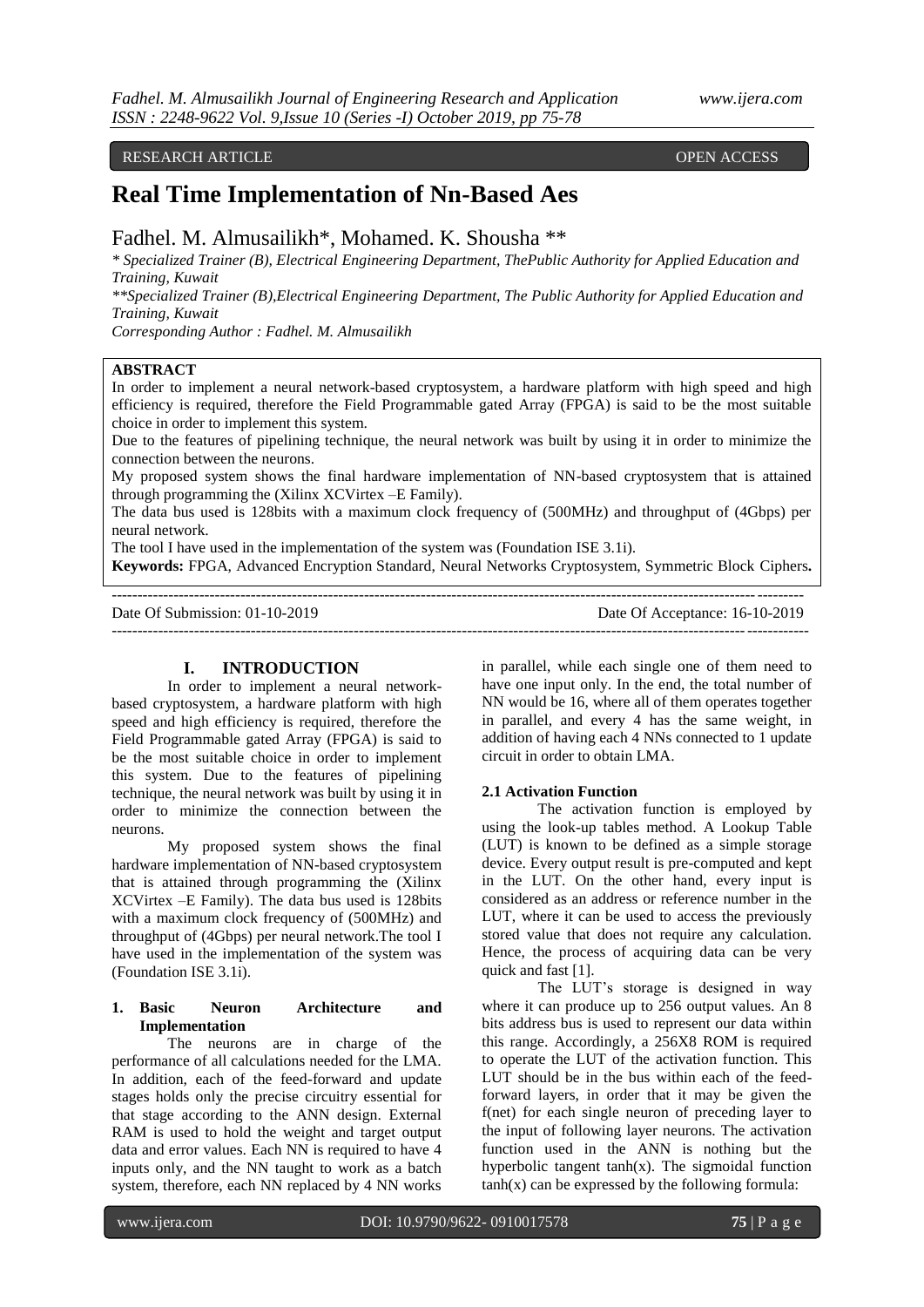RESEARCH ARTICLE OPEN ACCESS

# Real Time Implementation of Nn-Based Aes

Fadhel. M. Almusailikh*, Mohamed. K. Shousha **

*\* Specialized Trainer (B), Electrical Engineering Department, ThePublic Authority for Applied Education and Training, Kuwait*

*\*\*Specialized Trainer (B),Electrical Engineering Department, The Public Authority for Applied Education and Training, Kuwait*

*Corresponding Author : Fadhel. M. Almusailikh*

## ABSTRACT

In order to implement a neural network-based cryptosystem, a hardware platform with high speed and high efficiency is required, therefore the Field Programmable gated Array (FPGA) is said to be the most suitable choice in order to implement this system.

Due to the features of pipelining technique, the neural network was built by using it in order to minimize the connection between the neurons.

My proposed system shows the final hardware implementation of NN-based cryptosystem that is attained through programming the (Xilinx XCVirtex –E Family).

The data bus used is 128bits with a maximum clock frequency of (500MHz) and throughput of (4Gbps) per neural network.

The tool I have used in the implementation of the system was (Foundation ISE 3.1i).

**Keywords:** FPGA, Advanced Encryption Standard, Neural Networks Cryptosystem, Symmetric Block Ciphers**.**

---

Date Of Submission: 01-10-2019 Date Of Acceptance: 16-10-2019

---

## I. INTRODUCTION

In order to implement a neural network-based cryptosystem, a hardware platform with high speed and high efficiency is required, therefore the Field Programmable gated Array (FPGA) is said to be the most suitable choice in order to implement this system. Due to the features of pipelining technique, the neural network was built by using it in order to minimize the connection between the neurons.

My proposed system shows the final hardware implementation of NN-based cryptosystem that is attained through programming the (Xilinx XCVirtex –E Family). The data bus used is 128bits with a maximum clock frequency of (500MHz) and throughput of (4Gbps) per neural network.The tool I have used in the implementation of the system was (Foundation ISE 3.1i).

### 1. Basic Neuron Architecture and Implementation

The neurons are in charge of the performance of all calculations needed for the LMA. In addition, each of the feed-forward and update stages holds only the precise circuitry essential for that stage according to the ANN design. External RAM is used to hold the weight and target output data and error values. Each NN is required to have 4 inputs only, and the NN taught to work as a batch system, therefore, each NN replaced by 4 NN works in parallel, while each single one of them need to have one input only. In the end, the total number of NN would be 16, where all of them operates together in parallel, and every 4 has the same weight, in addition of having each 4 NNs connected to 1 update circuit in order to obtain LMA.

#### 2.1 Activation Function

The activation function is employed by using the look-up tables method. A Lookup Table (LUT) is known to be defined as a simple storage device. Every output result is pre-computed and kept in the LUT. On the other hand, every input is considered as an address or reference number in the LUT, where it can be used to access the previously stored value that does not require any calculation. Hence, the process of acquiring data can be very quick and fast [1].

The LUT's storage is designed in way where it can produce up to 256 output values. An 8 bits address bus is used to represent our data within this range. Accordingly, a 256X8 ROM is required to operate the LUT of the activation function. This LUT should be in the bus within each of the feed-forward layers, in order that it may be given the f(net) for each single neuron of preceding layer to the input of following layer neurons. The activation function used in the ANN is nothing but the hyperbolic tangent $\tanh(x)$. The sigmoidal function $\tanh(x)$ can be expressed by the following formula: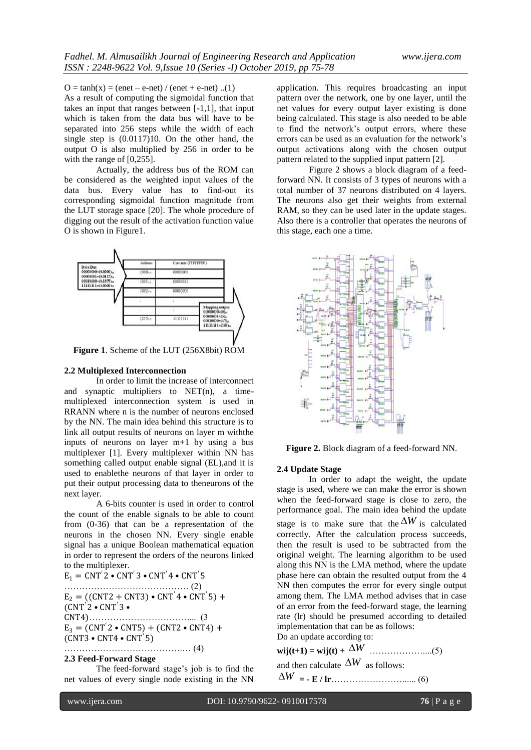$O = \tanh(x) = (enet – e\text{-}net) / (enet + e\text{-}net)$ ..(1)

As a result of computing the sigmoidal function that takes an input that ranges between [-1,1], that input which is taken from the data bus will have to be separated into 256 steps while the width of each single step is (0.0117)10. On the other hand, the output O is also multiplied by 256 in order to be with the range of [0,255].

Actually, the address bus of the ROM can be considered as the weighted input values of the data bus. Every value has to find-out its corresponding sigmoidal function magnitude from the LUT storage space [20]. The whole procedure of digging out the result of the activation function value O is shown in Figure1.

**Figure 1**. Scheme of the LUT (256X8bit) ROM

### 2.2 Multiplexed Interconnection

In order to limit the increase of interconnect and synaptic multipliers to NET(n), a time-multiplexed interconnection system is used in RRANN where n is the number of neurons enclosed by the NN. The main idea behind this structure is to link all output results of neurons on layer m withthe inputs of neurons on layer m+1 by using a bus multiplexer [1]. Every multiplexer within NN has something called output enable signal (EL),and it is used to enablethe neurons of that layer in order to put their output processing data to theneurons of the next layer.

A 6-bits counter is used in order to control the count of the enable signals to be able to count from (0-36) that can be a representation of the neurons in the chosen NN. Every single enable signal has a unique Boolean mathematical equation in order to represent the orders of the neurons linked to the multiplexer.

$$E_1 = CNT'2 \bullet CNT'3 \bullet CNT'4 \bullet CNT'5 \quad (2)$$

$$E_2 = ((CNT2 + CNT3) \bullet CNT'4 \bullet CNT'5) + (CNT'2 \bullet CNT'3 \bullet CNT4) \quad (3)$$

$$E_3 = (CNT'2 \bullet CNT5) + (CNT2 \bullet CNT4) + (CNT3 \bullet CNT4 \bullet CNT'5) \quad (4)$$

### 2.3 Feed-Forward Stage

The feed-forward stage's job is to find the net values of every single node existing in the NN application. This requires broadcasting an input pattern over the network, one by one layer, until the net values for every output layer existing is done being calculated. This stage is also needed to be able to find the network's output errors, where these errors can be used as an evaluation for the network's output activations along with the chosen output pattern related to the supplied input pattern [2].

Figure 2 shows a block diagram of a feed-forward NN. It consists of 3 types of neurons with a total number of 37 neurons distributed on 4 layers. The neurons also get their weights from external RAM, so they can be used later in the update stages. Also there is a controller that operates the neurons of this stage, each one a time.

**Figure 2.** Block diagram of a feed-forward NN.

### 2.4 Update Stage

In order to adapt the weight, the update stage is used, where we can make the error is shown when the feed-forward stage is close to zero, the performance goal. The main idea behind the update stage is to make sure that the $\Delta W$ is calculated correctly. After the calculation process succeeds, then the result is used to be subtracted from the original weight. The learning algorithm to be used along this NN is the LMA method, where the update phase here can obtain the resulted output from the 4 NN then computes the error for every single output among them. The LMA method advises that in case of an error from the feed-forward stage, the learning rate (lr) should be presumed according to detailed implementation that can be as follows:

Do an update according to:

$$\mathbf{wij(t+1) = wij(t) +} \Delta W \quad (5)$$

and then calculate $\Delta W$ as follows:

$$\Delta W \mathbf{= - E / lr} \quad (6)$$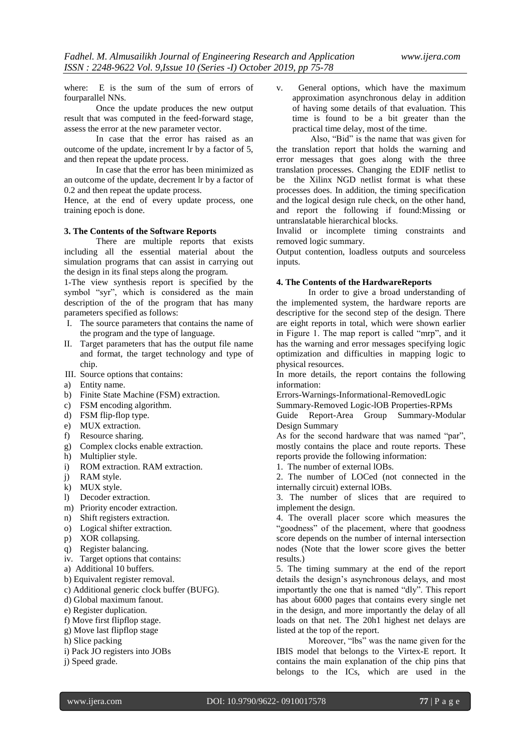where: E is the sum of the sum of errors of fourparallel NNs.

Once the update produces the new output result that was computed in the feed-forward stage, assess the error at the new parameter vector.

In case that the error has raised as an outcome of the update, increment lr by a factor of 5, and then repeat the update process.

In case that the error has been minimized as an outcome of the update, decrement lr by a factor of 0.2 and then repeat the update process.

Hence, at the end of every update process, one training epoch is done.

### 3. The Contents of the Software Reports

There are multiple reports that exists including all the essential material about the simulation programs that can assist in carrying out the design in its final steps along the program.

1-The view synthesis report is specified by the symbol "syr", which is considered as the main description of the of the program that has many parameters specified as follows:

I. The source parameters that contains the name of the program and the type of language.
II. Target parameters that has the output file name and format, the target technology and type of chip.
III. Source options that contains:

a) Entity name.
b) Finite State Machine (FSM) extraction.
c) FSM encoding algorithm.
d) FSM flip-flop type.
e) MUX extraction.
f) Resource sharing.
g) Complex clocks enable extraction.
h) Multiplier style.
i) ROM extraction. RAM extraction.
j) RAM style.
k) MUX style.
l) Decoder extraction.
m) Priority encoder extraction.
n) Shift registers extraction.
o) Logical shifter extraction.
p) XOR collapsing.
q) Register balancing.

iv. Target options that contains:

a) Additional 10 buffers.
b) Equivalent register removal.
c) Additional generic clock buffer (BUFG).
d) Global maximum fanout.
e) Register duplication.
f) Move first flipflop stage.
g) Move last flipflop stage
h) Slice packing
i) Pack JO registers into JOBs
j) Speed grade.

v. General options, which have the maximum approximation asynchronous delay in addition of having some details of that evaluation. This time is found to be a bit greater than the practical time delay, most of the time.

Also, "Bid" is the name that was given for the translation report that holds the warning and error messages that goes along with the three translation processes. Changing the EDIF netlist to be the Xilinx NGD netlist format is what these processes does. In addition, the timing specification and the logical design rule check, on the other hand, and report the following if found:Missing or untranslatable hierarchical blocks.

Invalid or incomplete timing constraints and removed logic summary.

Output contention, loadless outputs and sourceless inputs.

### 4. The Contents of the HardwareReports

In order to give a broad understanding of the implemented system, the hardware reports are descriptive for the second step of the design. There are eight reports in total, which were shown earlier in Figure 1. The map report is called "mrp", and it has the warning and error messages specifying logic optimization and difficulties in mapping logic to physical resources.

In more details, the report contains the following information:

Errors-Warnings-Informational-RemovedLogic Summary-Removed Logic-lOB Properties-RPMs Guide Report-Area Group Summary-Modular Design Summary

As for the second hardware that was named "par", mostly contains the place and route reports. These reports provide the following information:

1. The number of external lOBs.
2. The number of LOCed (not connected in the internally circuit) external lOBs.
3. The number of slices that are required to implement the design.
4. The overall placer score which measures the "goodness" of the placement, where that goodness score depends on the number of internal intersection nodes (Note that the lower score gives the better results.)
5. The timing summary at the end of the report details the design's asynchronous delays, and most importantly the one that is named "dly". This report has about 6000 pages that contains every single net in the design, and more importantly the delay of all loads on that net. The 20h1 highest net delays are listed at the top of the report.

Moreover, "lbs" was the name given for the IBIS model that belongs to the Virtex-E report. It contains the main explanation of the chip pins that belongs to the ICs, which are used in the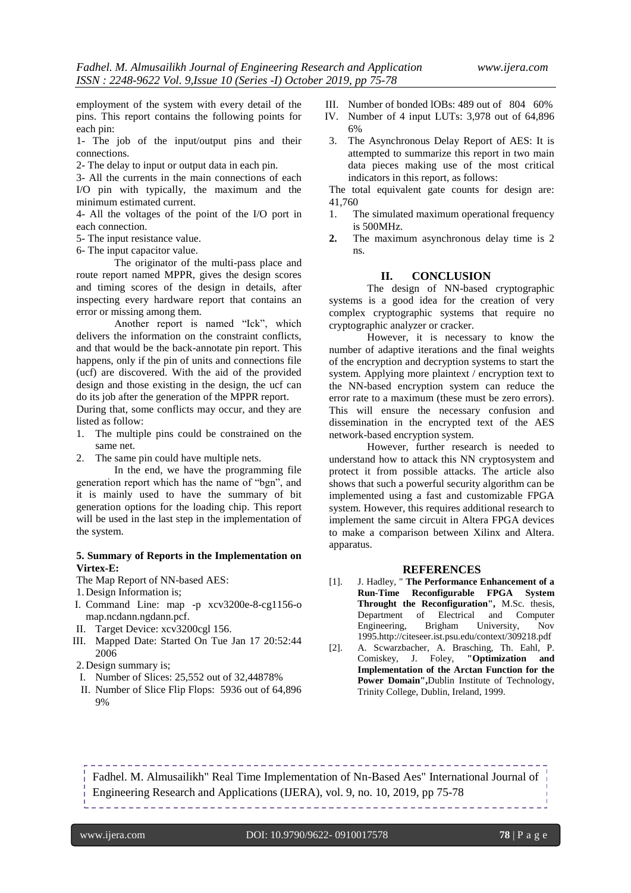employment of the system with every detail of the pins. This report contains the following points for each pin:

1- The job of the input/output pins and their connections.

2- The delay to input or output data in each pin.

3- All the currents in the main connections of each I/O pin with typically, the maximum and the minimum estimated current.

4- All the voltages of the point of the I/O port in each connection.

5- The input resistance value.

6- The input capacitor value.

The originator of the multi-pass place and route report named MPPR, gives the design scores and timing scores of the design in details, after inspecting every hardware report that contains an error or missing among them.

Another report is named "Ick", which delivers the information on the constraint conflicts, and that would be the back-annotate pin report. This happens, only if the pin of units and connections file (ucf) are discovered. With the aid of the provided design and those existing in the design, the ucf can do its job after the generation of the MPPR report.

During that, some conflicts may occur, and they are listed as follow:

1. The multiple pins could be constrained on the same net.
2. The same pin could have multiple nets.

In the end, we have the programming file generation report which has the name of "bgn", and it is mainly used to have the summary of bit generation options for the loading chip. This report will be used in the last step in the implementation of the system.

**5. Summary of Reports in the Implementation on Virtex-E:**

The Map Report of NN-based AES:

1. Design Information is;
   - I. Command Line: map -p xcv3200e-8-cg1156-o map.ncdann.ngdann.pcf.
   - II. Target Device: xcv3200cgl 156.
   - III. Mapped Date: Started On Tue Jan 17 20:52:44 2006
2. Design summary is;
   - I. Number of Slices: 25,552 out of 32,44878%
   - II. Number of Slice Flip Flops: 5936 out of 64,896 9%
   - III. Number of bonded lOBs: 489 out of 804 60%
   - IV. Number of 4 input LUTs: 3,978 out of 64,896 6%
3. The Asynchronous Delay Report of AES: It is attempted to summarize this report in two main data pieces making use of the most critical indicators in this report, as follows:

The total equivalent gate counts for design are: 41,760

1. The simulated maximum operational frequency is 500MHz.
2. The maximum asynchronous delay time is 2 ns.

## II. CONCLUSION

The design of NN-based cryptographic systems is a good idea for the creation of very complex cryptographic systems that require no cryptographic analyzer or cracker.

However, it is necessary to know the number of adaptive iterations and the final weights of the encryption and decryption systems to start the system. Applying more plaintext / encryption text to the NN-based encryption system can reduce the error rate to a maximum (these must be zero errors). This will ensure the necessary confusion and dissemination in the encrypted text of the AES network-based encryption system.

However, further research is needed to understand how to attack this NN cryptosystem and protect it from possible attacks. The article also shows that such a powerful security algorithm can be implemented using a fast and customizable FPGA system. However, this requires additional research to implement the same circuit in Altera FPGA devices to make a comparison between Xilinx and Altera. apparatus.

## REFERENCES

[1]. J. Hadley, " **The Performance Enhancement of a Run-Time Reconfigurable FPGA System Throught the Reconfiguration",** M.Sc. thesis, Department of Electrical and Computer Engineering, Brigham University, Nov 1995.http://citeseer.ist.psu.edu/context/309218.pdf

[2]. A. Scwarzbacher, A. Brasching, Th. Eahl, P. Comiskey, J. Foley, **"Optimization and Implementation of the Arctan Function for the Power Domain",**Dublin Institute of Technology, Trinity College, Dublin, Ireland, 1999.

Fadhel. M. Almusailikh" Real Time Implementation of Nn-Based Aes" International Journal of Engineering Research and Applications (IJERA), vol. 9, no. 10, 2019, pp 75-78